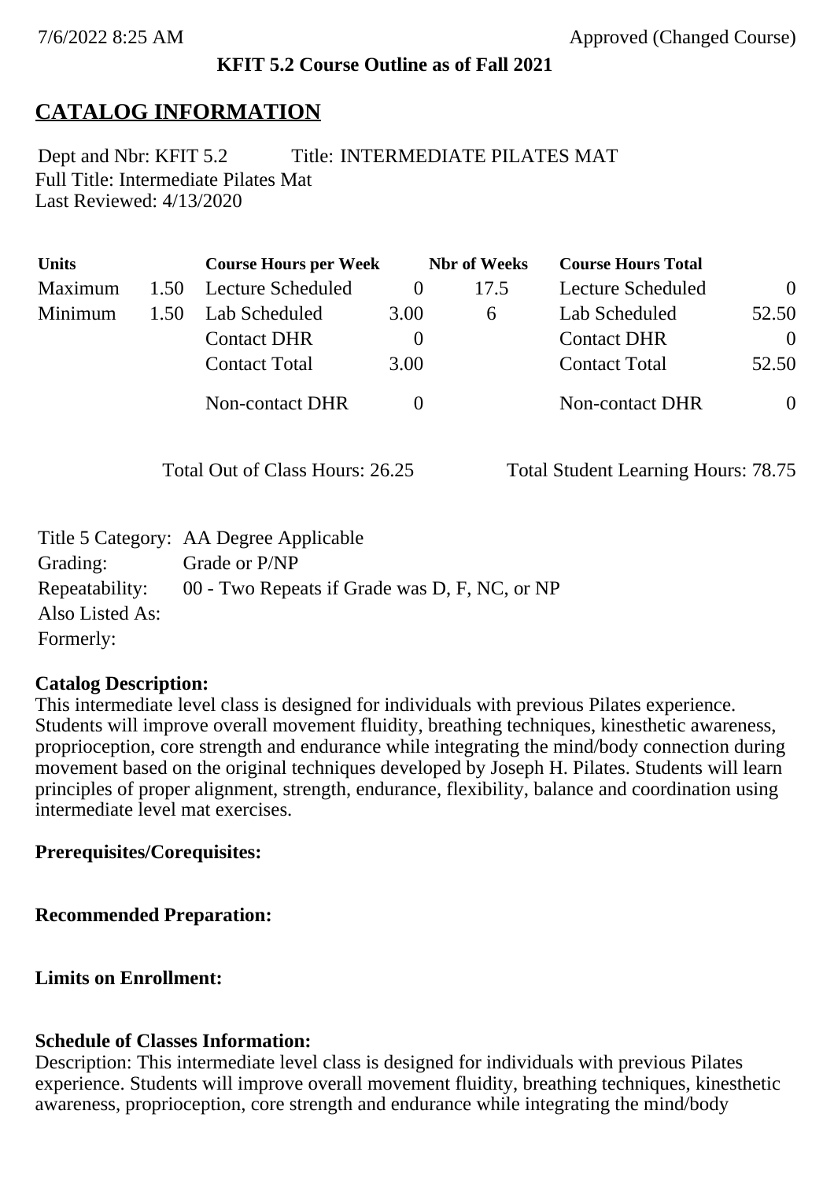7/6/2022 8:25 AM Approved (Changed Course)

**KFIT 5.2 Course Outline as of Fall 2021**

# CATALOG INFORMATION

Dept and Nbr: KFIT 5.2 Title: INTERMEDIATE PILATES MAT
Full Title: Intermediate Pilates Mat
Last Reviewed: 4/13/2020

| Units | | Course Hours per Week | | Nbr of Weeks | Course Hours Total | |
|---|---|---|---|---|---|---|
| Maximum | 1.50 | Lecture Scheduled | 0 | 17.5 | Lecture Scheduled | 0 |
| Minimum | 1.50 | Lab Scheduled | 3.00 | 6 | Lab Scheduled | 52.50 |
| | | Contact DHR | 0 | | Contact DHR | 0 |
| | | Contact Total | 3.00 | | Contact Total | 52.50 |
| | | Non-contact DHR | 0 | | Non-contact DHR | 0 |

Total Out of Class Hours: 26.25 Total Student Learning Hours: 78.75

Title 5 Category: AA Degree Applicable
Grading: Grade or P/NP
Repeatability: 00 - Two Repeats if Grade was D, F, NC, or NP
Also Listed As:
Formerly:

**Catalog Description:**
This intermediate level class is designed for individuals with previous Pilates experience. Students will improve overall movement fluidity, breathing techniques, kinesthetic awareness, proprioception, core strength and endurance while integrating the mind/body connection during movement based on the original techniques developed by Joseph H. Pilates. Students will learn principles of proper alignment, strength, endurance, flexibility, balance and coordination using intermediate level mat exercises.

**Prerequisites/Corequisites:**

**Recommended Preparation:**

**Limits on Enrollment:**

**Schedule of Classes Information:**
Description: This intermediate level class is designed for individuals with previous Pilates experience. Students will improve overall movement fluidity, breathing techniques, kinesthetic awareness, proprioception, core strength and endurance while integrating the mind/body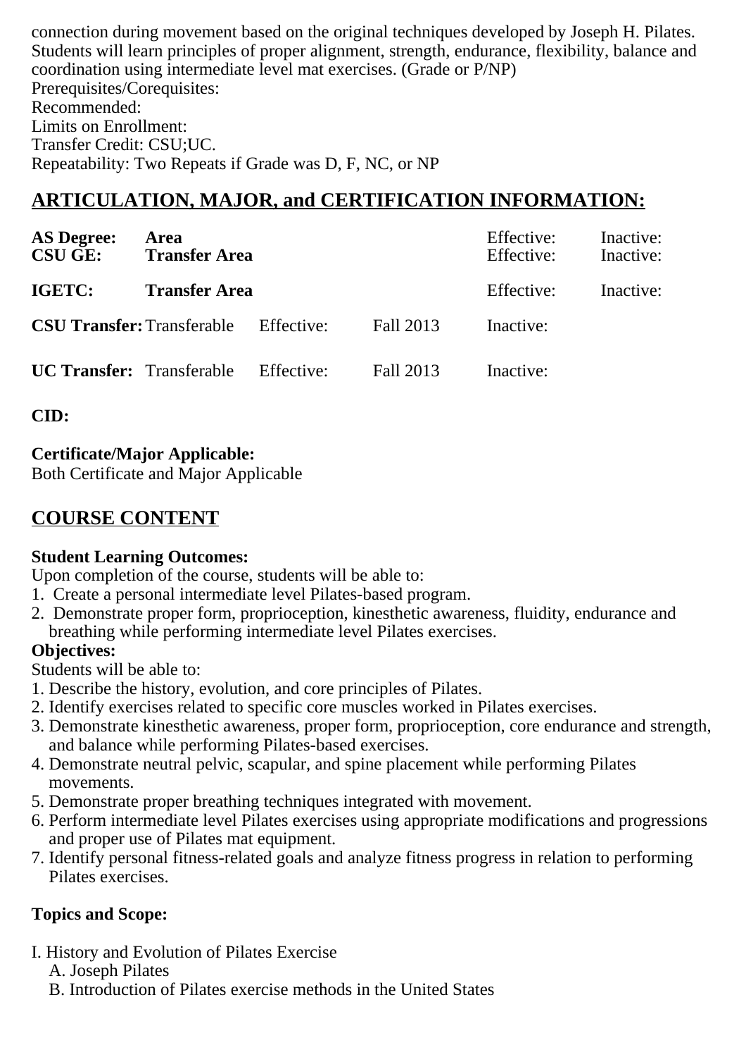connection during movement based on the original techniques developed by Joseph H. Pilates. Students will learn principles of proper alignment, strength, endurance, flexibility, balance and coordination using intermediate level mat exercises. (Grade or P/NP)
Prerequisites/Corequisites:
Recommended:
Limits on Enrollment:
Transfer Credit: CSU;UC.
Repeatability: Two Repeats if Grade was D, F, NC, or NP

## ARTICULATION, MAJOR, and CERTIFICATION INFORMATION:

| | | | | | |
|---|---|---|---|---|---|
| **AS Degree:** | **Area** | | | Effective: | Inactive: |
| **CSU GE:** | **Transfer Area** | | | Effective: | Inactive: |
| **IGETC:** | **Transfer Area** | | | Effective: | Inactive: |
| **CSU Transfer:** | Transferable | Effective: | Fall 2013 | Inactive: | |
| **UC Transfer:** | Transferable | Effective: | Fall 2013 | Inactive: | |

**CID:**

**Certificate/Major Applicable:**
Both Certificate and Major Applicable

## COURSE CONTENT

**Student Learning Outcomes:**
Upon completion of the course, students will be able to:
1. Create a personal intermediate level Pilates-based program.
2. Demonstrate proper form, proprioception, kinesthetic awareness, fluidity, endurance and breathing while performing intermediate level Pilates exercises.

**Objectives:**
Students will be able to:
1. Describe the history, evolution, and core principles of Pilates.
2. Identify exercises related to specific core muscles worked in Pilates exercises.
3. Demonstrate kinesthetic awareness, proper form, proprioception, core endurance and strength, and balance while performing Pilates-based exercises.
4. Demonstrate neutral pelvic, scapular, and spine placement while performing Pilates movements.
5. Demonstrate proper breathing techniques integrated with movement.
6. Perform intermediate level Pilates exercises using appropriate modifications and progressions and proper use of Pilates mat equipment.
7. Identify personal fitness-related goals and analyze fitness progress in relation to performing Pilates exercises.

**Topics and Scope:**

I. History and Evolution of Pilates Exercise
  A. Joseph Pilates
  B. Introduction of Pilates exercise methods in the United States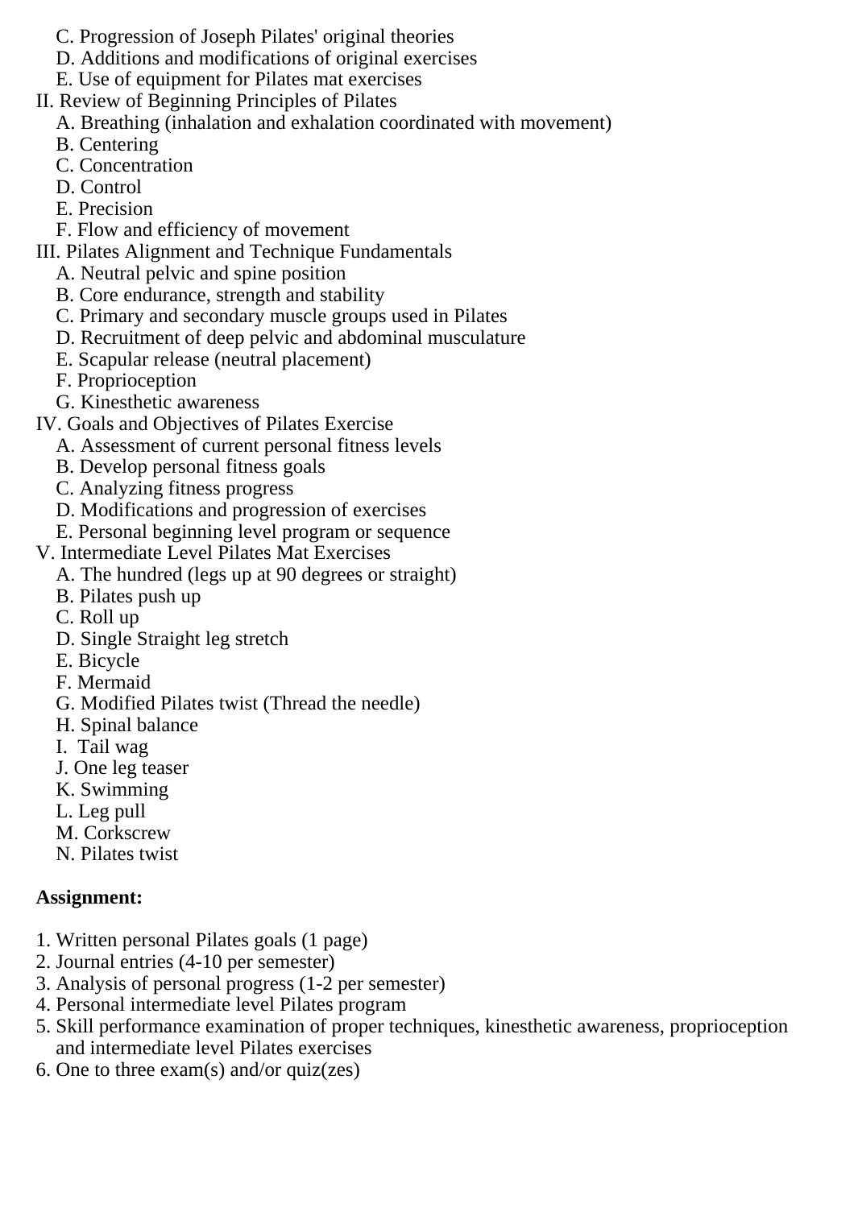C. Progression of Joseph Pilates' original theories
    D. Additions and modifications of original exercises
    E. Use of equipment for Pilates mat exercises

II. Review of Beginning Principles of Pilates
    A. Breathing (inhalation and exhalation coordinated with movement)
    B. Centering
    C. Concentration
    D. Control
    E. Precision
    F. Flow and efficiency of movement

III. Pilates Alignment and Technique Fundamentals
    A. Neutral pelvic and spine position
    B. Core endurance, strength and stability
    C. Primary and secondary muscle groups used in Pilates
    D. Recruitment of deep pelvic and abdominal musculature
    E. Scapular release (neutral placement)
    F. Proprioception
    G. Kinesthetic awareness

IV. Goals and Objectives of Pilates Exercise
    A. Assessment of current personal fitness levels
    B. Develop personal fitness goals
    C. Analyzing fitness progress
    D. Modifications and progression of exercises
    E. Personal beginning level program or sequence

V. Intermediate Level Pilates Mat Exercises
    A. The hundred (legs up at 90 degrees or straight)
    B. Pilates push up
    C. Roll up
    D. Single Straight leg stretch
    E. Bicycle
    F. Mermaid
    G. Modified Pilates twist (Thread the needle)
    H. Spinal balance
    I. Tail wag
    J. One leg teaser
    K. Swimming
    L. Leg pull
    M. Corkscrew
    N. Pilates twist

**Assignment:**

1. Written personal Pilates goals (1 page)
2. Journal entries (4-10 per semester)
3. Analysis of personal progress (1-2 per semester)
4. Personal intermediate level Pilates program
5. Skill performance examination of proper techniques, kinesthetic awareness, proprioception and intermediate level Pilates exercises
6. One to three exam(s) and/or quiz(zes)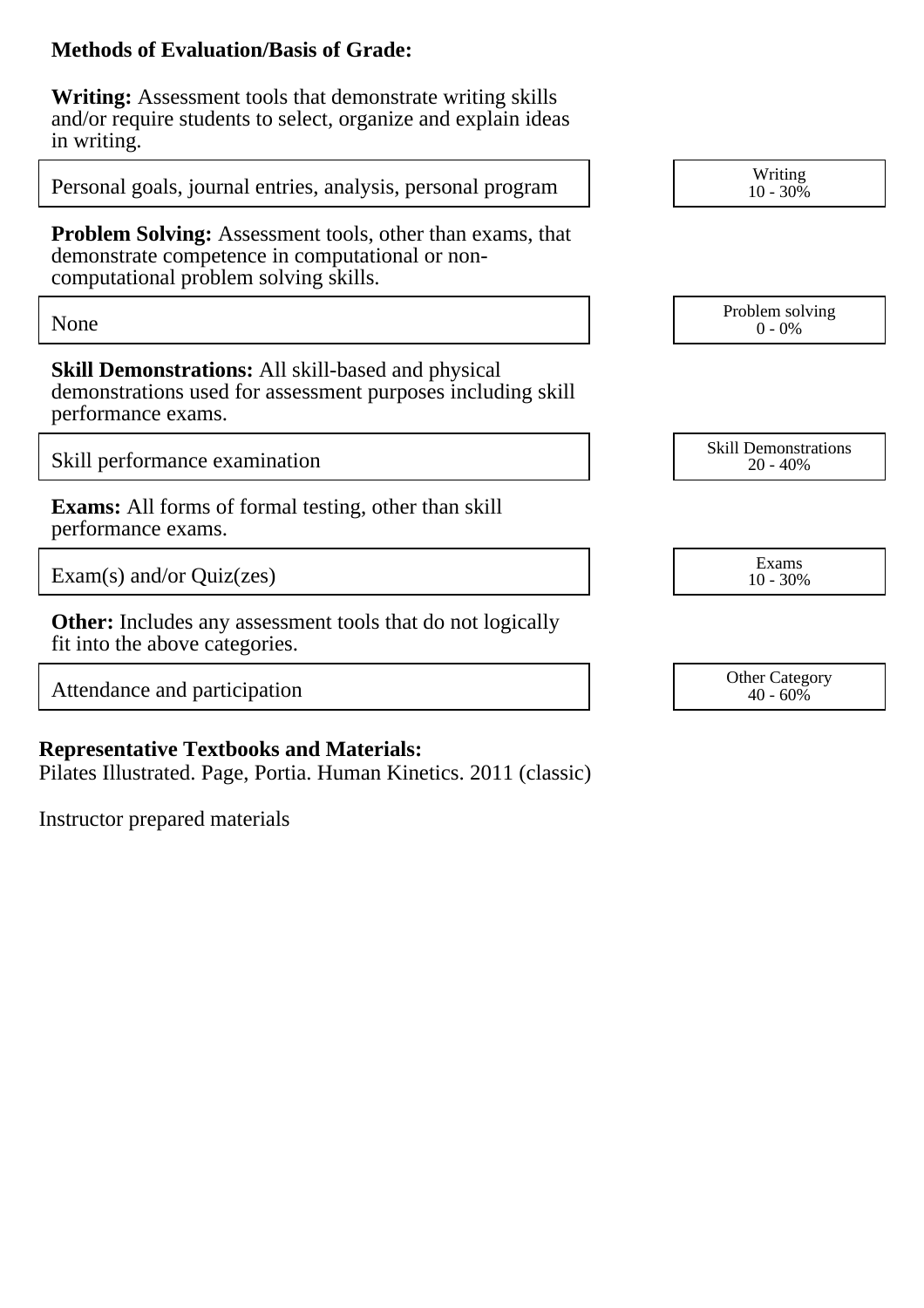**Methods of Evaluation/Basis of Grade:**

**Writing:** Assessment tools that demonstrate writing skills and/or require students to select, organize and explain ideas in writing.

| | |
|---|---|
| Personal goals, journal entries, analysis, personal program | Writing<br>10 - 30% |

**Problem Solving:** Assessment tools, other than exams, that demonstrate competence in computational or non-computational problem solving skills.

| | |
|---|---|
| None | Problem solving<br>0 - 0% |

**Skill Demonstrations:** All skill-based and physical demonstrations used for assessment purposes including skill performance exams.

| | |
|---|---|
| Skill performance examination | Skill Demonstrations<br>20 - 40% |

**Exams:** All forms of formal testing, other than skill performance exams.

| | |
|---|---|
| Exam(s) and/or Quiz(zes) | Exams<br>10 - 30% |

**Other:** Includes any assessment tools that do not logically fit into the above categories.

| | |
|---|---|
| Attendance and participation | Other Category<br>40 - 60% |

**Representative Textbooks and Materials:**

Pilates Illustrated. Page, Portia. Human Kinetics. 2011 (classic)

Instructor prepared materials